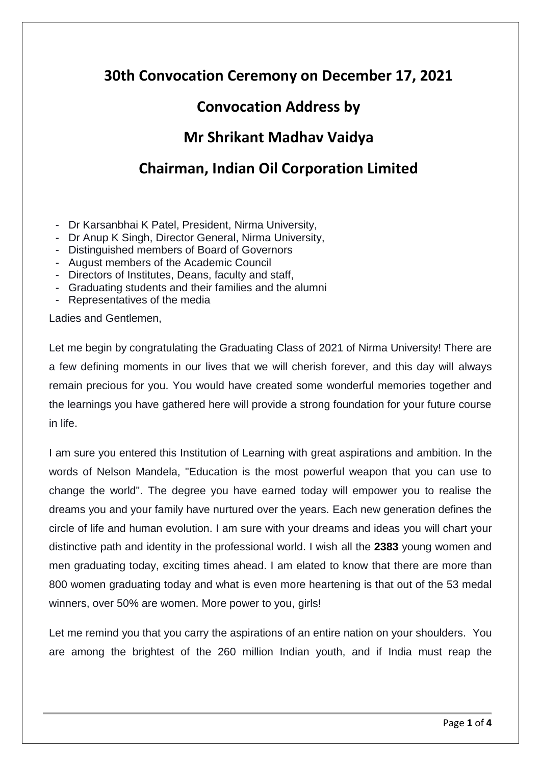# 30th Convocation Ceremony on December 17, 2021

# Convocation Address by

# Mr Shrikant Madhav Vaidya

# Chairman, Indian Oil Corporation Limited

- Dr Karsanbhai K Patel, President, Nirma University,
- Dr Anup K Singh, Director General, Nirma University,
- Distinguished members of Board of Governors
- August members of the Academic Council
- Directors of Institutes, Deans, faculty and staff,
- Graduating students and their families and the alumni
- Representatives of the media

Ladies and Gentlemen,

Let me begin by congratulating the Graduating Class of 2021 of Nirma University! There are a few defining moments in our lives that we will cherish forever, and this day will always remain precious for you. You would have created some wonderful memories together and the learnings you have gathered here will provide a strong foundation for your future course in life.

I am sure you entered this Institution of Learning with great aspirations and ambition. In the words of Nelson Mandela, "Education is the most powerful weapon that you can use to change the world". The degree you have earned today will empower you to realise the dreams you and your family have nurtured over the years. Each new generation defines the circle of life and human evolution. I am sure with your dreams and ideas you will chart your distinctive path and identity in the professional world. I wish all the **2383** young women and men graduating today, exciting times ahead. I am elated to know that there are more than 800 women graduating today and what is even more heartening is that out of the 53 medal winners, over 50% are women. More power to you, girls!

Let me remind you that you carry the aspirations of an entire nation on your shoulders. You are among the brightest of the 260 million Indian youth, and if India must reap the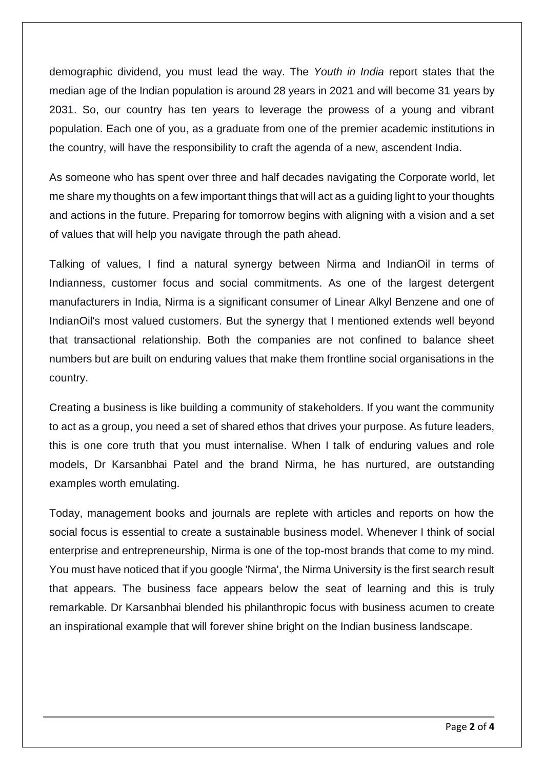demographic dividend, you must lead the way. The *Youth in India* report states that the median age of the Indian population is around 28 years in 2021 and will become 31 years by 2031. So, our country has ten years to leverage the prowess of a young and vibrant population. Each one of you, as a graduate from one of the premier academic institutions in the country, will have the responsibility to craft the agenda of a new, ascendent India.

As someone who has spent over three and half decades navigating the Corporate world, let me share my thoughts on a few important things that will act as a guiding light to your thoughts and actions in the future. Preparing for tomorrow begins with aligning with a vision and a set of values that will help you navigate through the path ahead.

Talking of values, I find a natural synergy between Nirma and IndianOil in terms of Indianness, customer focus and social commitments. As one of the largest detergent manufacturers in India, Nirma is a significant consumer of Linear Alkyl Benzene and one of IndianOil's most valued customers. But the synergy that I mentioned extends well beyond that transactional relationship. Both the companies are not confined to balance sheet numbers but are built on enduring values that make them frontline social organisations in the country.

Creating a business is like building a community of stakeholders. If you want the community to act as a group, you need a set of shared ethos that drives your purpose. As future leaders, this is one core truth that you must internalise. When I talk of enduring values and role models, Dr Karsanbhai Patel and the brand Nirma, he has nurtured, are outstanding examples worth emulating.

Today, management books and journals are replete with articles and reports on how the social focus is essential to create a sustainable business model. Whenever I think of social enterprise and entrepreneurship, Nirma is one of the top-most brands that come to my mind. You must have noticed that if you google 'Nirma', the Nirma University is the first search result that appears. The business face appears below the seat of learning and this is truly remarkable. Dr Karsanbhai blended his philanthropic focus with business acumen to create an inspirational example that will forever shine bright on the Indian business landscape.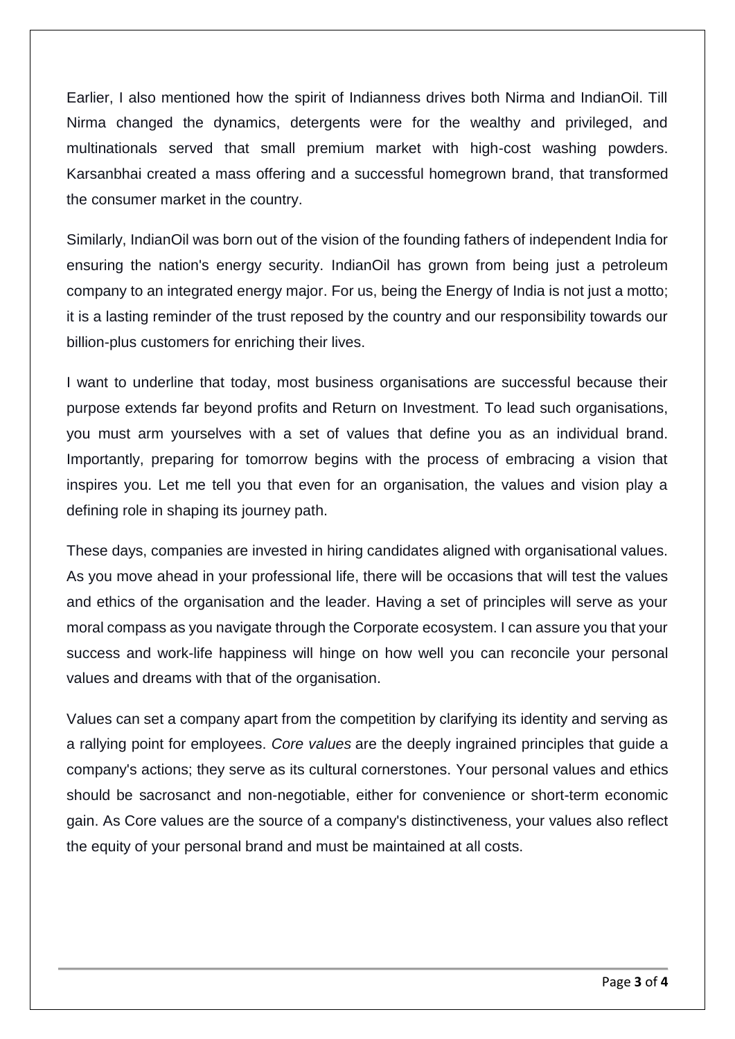Earlier, I also mentioned how the spirit of Indianness drives both Nirma and IndianOil. Till Nirma changed the dynamics, detergents were for the wealthy and privileged, and multinationals served that small premium market with high-cost washing powders. Karsanbhai created a mass offering and a successful homegrown brand, that transformed the consumer market in the country.

Similarly, IndianOil was born out of the vision of the founding fathers of independent India for ensuring the nation's energy security. IndianOil has grown from being just a petroleum company to an integrated energy major. For us, being the Energy of India is not just a motto; it is a lasting reminder of the trust reposed by the country and our responsibility towards our billion-plus customers for enriching their lives.

I want to underline that today, most business organisations are successful because their purpose extends far beyond profits and Return on Investment. To lead such organisations, you must arm yourselves with a set of values that define you as an individual brand. Importantly, preparing for tomorrow begins with the process of embracing a vision that inspires you. Let me tell you that even for an organisation, the values and vision play a defining role in shaping its journey path.

These days, companies are invested in hiring candidates aligned with organisational values. As you move ahead in your professional life, there will be occasions that will test the values and ethics of the organisation and the leader. Having a set of principles will serve as your moral compass as you navigate through the Corporate ecosystem. I can assure you that your success and work-life happiness will hinge on how well you can reconcile your personal values and dreams with that of the organisation.

Values can set a company apart from the competition by clarifying its identity and serving as a rallying point for employees. *Core values* are the deeply ingrained principles that guide a company's actions; they serve as its cultural cornerstones. Your personal values and ethics should be sacrosanct and non-negotiable, either for convenience or short-term economic gain. As Core values are the source of a company's distinctiveness, your values also reflect the equity of your personal brand and must be maintained at all costs.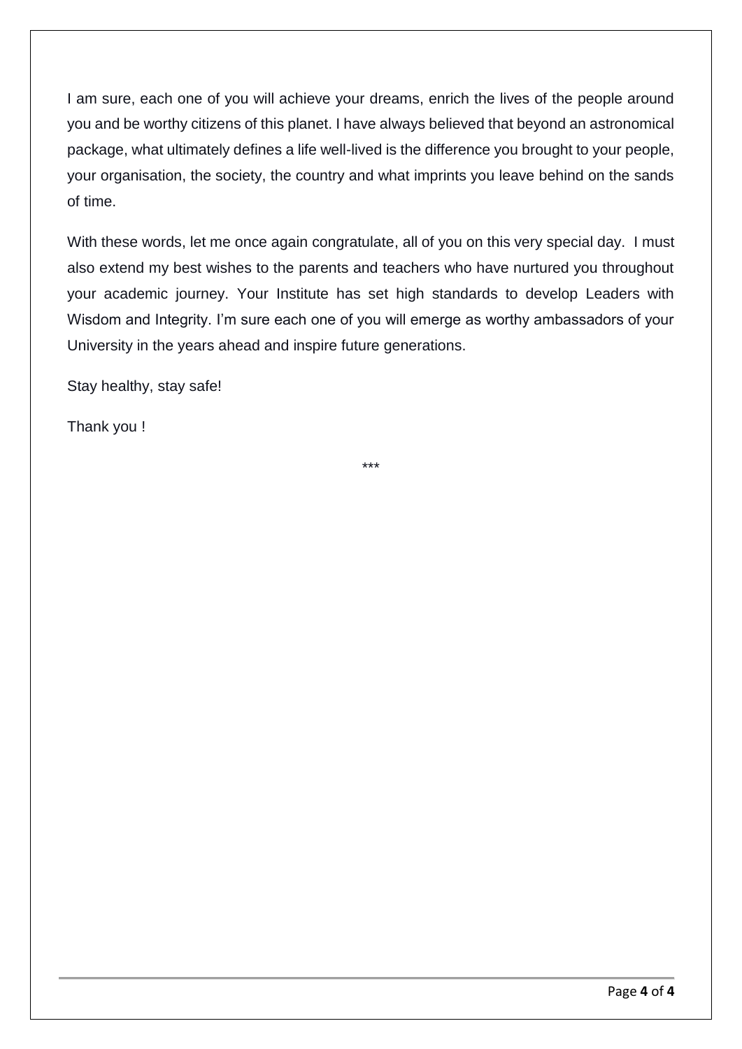I am sure, each one of you will achieve your dreams, enrich the lives of the people around you and be worthy citizens of this planet. I have always believed that beyond an astronomical package, what ultimately defines a life well-lived is the difference you brought to your people, your organisation, the society, the country and what imprints you leave behind on the sands of time.

With these words, let me once again congratulate, all of you on this very special day. I must also extend my best wishes to the parents and teachers who have nurtured you throughout your academic journey. Your Institute has set high standards to develop Leaders with Wisdom and Integrity. I'm sure each one of you will emerge as worthy ambassadors of your University in the years ahead and inspire future generations.

Stay healthy, stay safe!

Thank you !

***